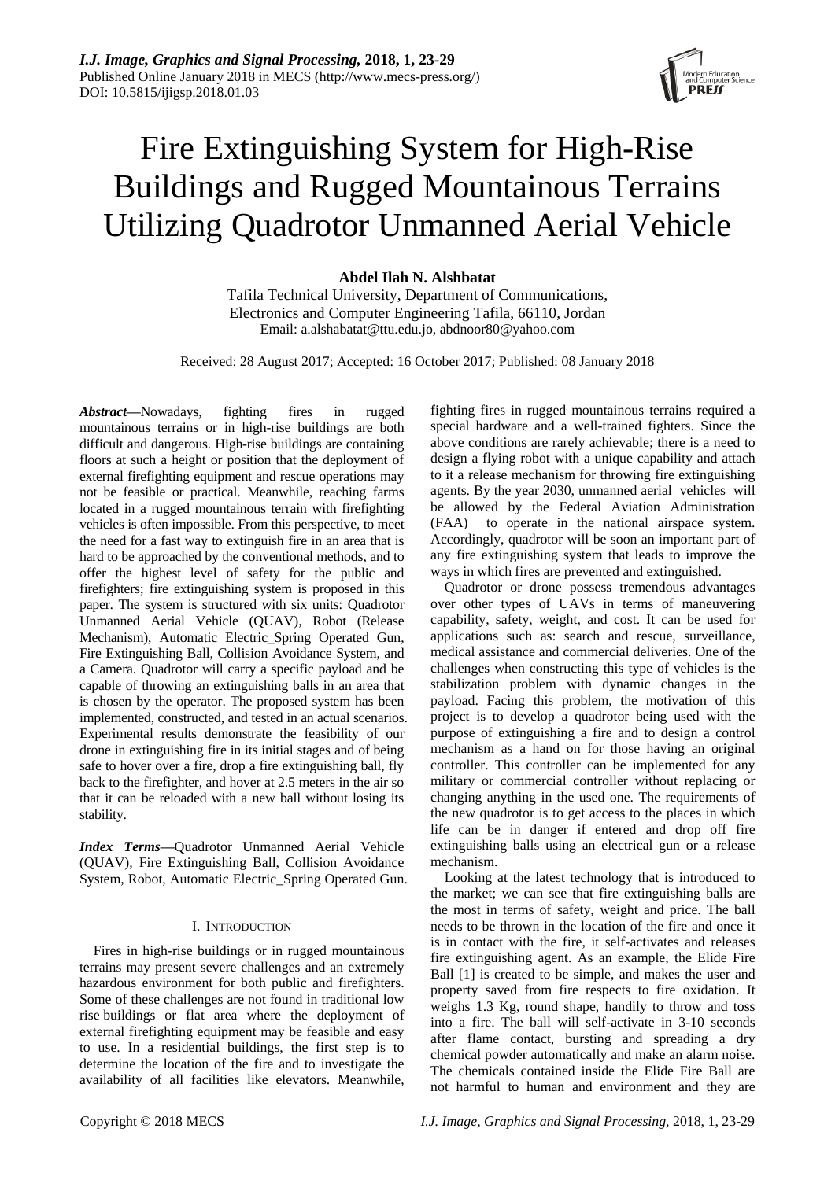# Fire Extinguishing System for High-Rise Buildings and Rugged Mountainous Terrains Utilizing Quadrotor Unmanned Aerial Vehicle

**Abdel Ilah N. Alshbatat**

Tafila Technical University, Department of Communications, Electronics and Computer Engineering Tafila, 66110, Jordan
Email: a.alshabatat@ttu.edu.jo, abdnoor80@yahoo.com

Received: 28 August 2017; Accepted: 16 October 2017; Published: 08 January 2018

***Abstract*****—**Nowadays, fighting fires in rugged mountainous terrains or in high-rise buildings are both difficult and dangerous. High-rise buildings are containing floors at such a height or position that the deployment of external firefighting equipment and rescue operations may not be feasible or practical. Meanwhile, reaching farms located in a rugged mountainous terrain with firefighting vehicles is often impossible. From this perspective, to meet the need for a fast way to extinguish fire in an area that is hard to be approached by the conventional methods, and to offer the highest level of safety for the public and firefighters; fire extinguishing system is proposed in this paper. The system is structured with six units: Quadrotor Unmanned Aerial Vehicle (QUAV), Robot (Release Mechanism), Automatic Electric_Spring Operated Gun, Fire Extinguishing Ball, Collision Avoidance System, and a Camera. Quadrotor will carry a specific payload and be capable of throwing an extinguishing balls in an area that is chosen by the operator. The proposed system has been implemented, constructed, and tested in an actual scenarios. Experimental results demonstrate the feasibility of our drone in extinguishing fire in its initial stages and of being safe to hover over a fire, drop a fire extinguishing ball, fly back to the firefighter, and hover at 2.5 meters in the air so that it can be reloaded with a new ball without losing its stability.

***Index Terms*****—**Quadrotor Unmanned Aerial Vehicle (QUAV), Fire Extinguishing Ball, Collision Avoidance System, Robot, Automatic Electric_Spring Operated Gun.

## I. INTRODUCTION

Fires in high-rise buildings or in rugged mountainous terrains may present severe challenges and an extremely hazardous environment for both public and firefighters. Some of these challenges are not found in traditional low rise buildings or flat area where the deployment of external firefighting equipment may be feasible and easy to use. In a residential buildings, the first step is to determine the location of the fire and to investigate the availability of all facilities like elevators. Meanwhile, fighting fires in rugged mountainous terrains required a special hardware and a well-trained fighters. Since the above conditions are rarely achievable; there is a need to design a flying robot with a unique capability and attach to it a release mechanism for throwing fire extinguishing agents. By the year 2030, unmanned aerial vehicles will be allowed by the Federal Aviation Administration (FAA) to operate in the national airspace system. Accordingly, quadrotor will be soon an important part of any fire extinguishing system that leads to improve the ways in which fires are prevented and extinguished.

Quadrotor or drone possess tremendous advantages over other types of UAVs in terms of maneuvering capability, safety, weight, and cost. It can be used for applications such as: search and rescue, surveillance, medical assistance and commercial deliveries. One of the challenges when constructing this type of vehicles is the stabilization problem with dynamic changes in the payload. Facing this problem, the motivation of this project is to develop a quadrotor being used with the purpose of extinguishing a fire and to design a control mechanism as a hand on for those having an original controller. This controller can be implemented for any military or commercial controller without replacing or changing anything in the used one. The requirements of the new quadrotor is to get access to the places in which life can be in danger if entered and drop off fire extinguishing balls using an electrical gun or a release mechanism.

Looking at the latest technology that is introduced to the market; we can see that fire extinguishing balls are the most in terms of safety, weight and price. The ball needs to be thrown in the location of the fire and once it is in contact with the fire, it self-activates and releases fire extinguishing agent. As an example, the Elide Fire Ball [1] is created to be simple, and makes the user and property saved from fire respects to fire oxidation. It weighs 1.3 Kg, round shape, handily to throw and toss into a fire. The ball will self-activate in 3-10 seconds after flame contact, bursting and spreading a dry chemical powder automatically and make an alarm noise. The chemicals contained inside the Elide Fire Ball are not harmful to human and environment and they are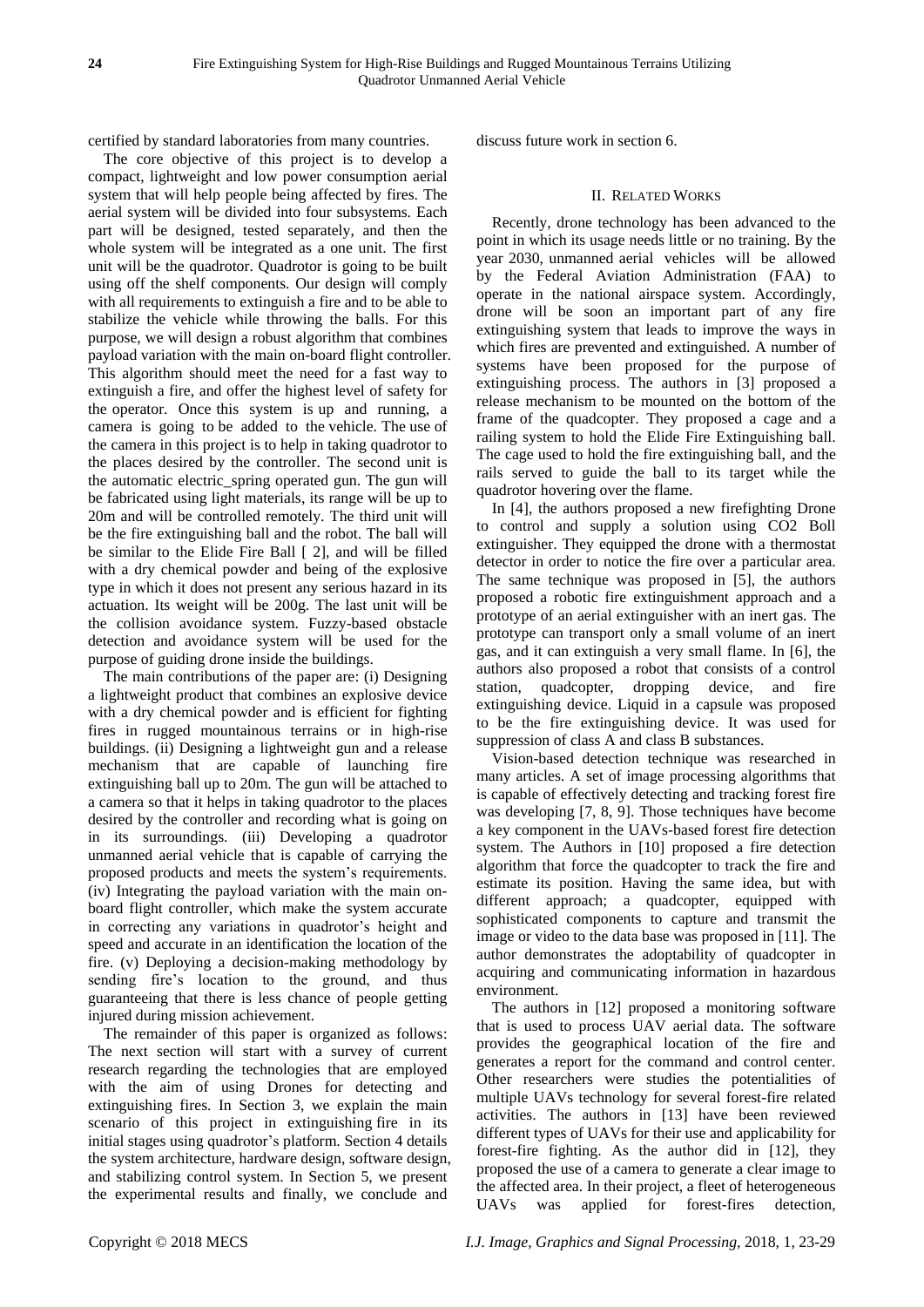certified by standard laboratories from many countries.

The core objective of this project is to develop a compact, lightweight and low power consumption aerial system that will help people being affected by fires. The aerial system will be divided into four subsystems. Each part will be designed, tested separately, and then the whole system will be integrated as a one unit. The first unit will be the quadrotor. Quadrotor is going to be built using off the shelf components. Our design will comply with all requirements to extinguish a fire and to be able to stabilize the vehicle while throwing the balls. For this purpose, we will design a robust algorithm that combines payload variation with the main on-board flight controller. This algorithm should meet the need for a fast way to extinguish a fire, and offer the highest level of safety for the operator. Once this system is up and running, a camera is going to be added to the vehicle. The use of the camera in this project is to help in taking quadrotor to the places desired by the controller. The second unit is the automatic electric_spring operated gun. The gun will be fabricated using light materials, its range will be up to 20m and will be controlled remotely. The third unit will be the fire extinguishing ball and the robot. The ball will be similar to the Elide Fire Ball [ 2], and will be filled with a dry chemical powder and being of the explosive type in which it does not present any serious hazard in its actuation. Its weight will be 200g. The last unit will be the collision avoidance system. Fuzzy-based obstacle detection and avoidance system will be used for the purpose of guiding drone inside the buildings.

The main contributions of the paper are: (i) Designing a lightweight product that combines an explosive device with a dry chemical powder and is efficient for fighting fires in rugged mountainous terrains or in high-rise buildings. (ii) Designing a lightweight gun and a release mechanism that are capable of launching fire extinguishing ball up to 20m. The gun will be attached to a camera so that it helps in taking quadrotor to the places desired by the controller and recording what is going on in its surroundings. (iii) Developing a quadrotor unmanned aerial vehicle that is capable of carrying the proposed products and meets the system's requirements. (iv) Integrating the payload variation with the main on-board flight controller, which make the system accurate in correcting any variations in quadrotor's height and speed and accurate in an identification the location of the fire. (v) Deploying a decision-making methodology by sending fire's location to the ground, and thus guaranteeing that there is less chance of people getting injured during mission achievement.

The remainder of this paper is organized as follows: The next section will start with a survey of current research regarding the technologies that are employed with the aim of using Drones for detecting and extinguishing fires. In Section 3, we explain the main scenario of this project in extinguishing fire in its initial stages using quadrotor's platform. Section 4 details the system architecture, hardware design, software design, and stabilizing control system. In Section 5, we present the experimental results and finally, we conclude and discuss future work in section 6.

## II. Related Works

Recently, drone technology has been advanced to the point in which its usage needs little or no training. By the year 2030, unmanned aerial vehicles will be allowed by the Federal Aviation Administration (FAA) to operate in the national airspace system. Accordingly, drone will be soon an important part of any fire extinguishing system that leads to improve the ways in which fires are prevented and extinguished. A number of systems have been proposed for the purpose of extinguishing process. The authors in [3] proposed a release mechanism to be mounted on the bottom of the frame of the quadcopter. They proposed a cage and a railing system to hold the Elide Fire Extinguishing ball. The cage used to hold the fire extinguishing ball, and the rails served to guide the ball to its target while the quadrotor hovering over the flame.

In [4], the authors proposed a new firefighting Drone to control and supply a solution using CO2 Boll extinguisher. They equipped the drone with a thermostat detector in order to notice the fire over a particular area. The same technique was proposed in [5], the authors proposed a robotic fire extinguishment approach and a prototype of an aerial extinguisher with an inert gas. The prototype can transport only a small volume of an inert gas, and it can extinguish a very small flame. In [6], the authors also proposed a robot that consists of a control station, quadcopter, dropping device, and fire extinguishing device. Liquid in a capsule was proposed to be the fire extinguishing device. It was used for suppression of class A and class B substances.

Vision-based detection technique was researched in many articles. A set of image processing algorithms that is capable of effectively detecting and tracking forest fire was developing [7, 8, 9]. Those techniques have become a key component in the UAVs-based forest fire detection system. The Authors in [10] proposed a fire detection algorithm that force the quadcopter to track the fire and estimate its position. Having the same idea, but with different approach; a quadcopter, equipped with sophisticated components to capture and transmit the image or video to the data base was proposed in [11]. The author demonstrates the adoptability of quadcopter in acquiring and communicating information in hazardous environment.

The authors in [12] proposed a monitoring software that is used to process UAV aerial data. The software provides the geographical location of the fire and generates a report for the command and control center. Other researchers were studies the potentialities of multiple UAVs technology for several forest-fire related activities. The authors in [13] have been reviewed different types of UAVs for their use and applicability for forest-fire fighting. As the author did in [12], they proposed the use of a camera to generate a clear image to the affected area. In their project, a fleet of heterogeneous UAVs was applied for forest-fires detection,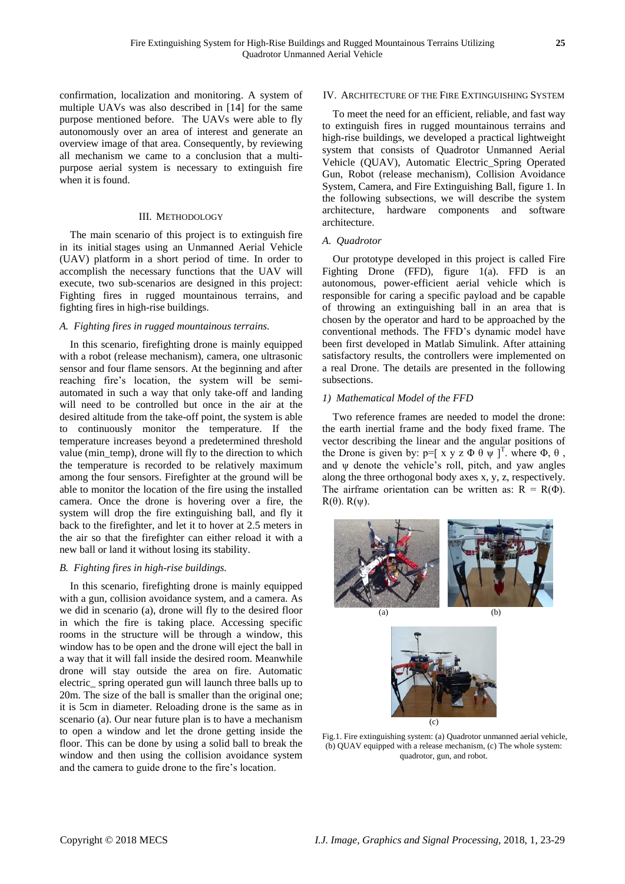confirmation, localization and monitoring. A system of multiple UAVs was also described in [14] for the same purpose mentioned before. The UAVs were able to fly autonomously over an area of interest and generate an overview image of that area. Consequently, by reviewing all mechanism we came to a conclusion that a multi-purpose aerial system is necessary to extinguish fire when it is found.

## III. Methodology

The main scenario of this project is to extinguish fire in its initial stages using an Unmanned Aerial Vehicle (UAV) platform in a short period of time. In order to accomplish the necessary functions that the UAV will execute, two sub-scenarios are designed in this project: Fighting fires in rugged mountainous terrains, and fighting fires in high-rise buildings.

### *A. Fighting fires in rugged mountainous terrains.*

In this scenario, firefighting drone is mainly equipped with a robot (release mechanism), camera, one ultrasonic sensor and four flame sensors. At the beginning and after reaching fire's location, the system will be semi-automated in such a way that only take-off and landing will need to be controlled but once in the air at the desired altitude from the take-off point, the system is able to continuously monitor the temperature. If the temperature increases beyond a predetermined threshold value (min_temp), drone will fly to the direction to which the temperature is recorded to be relatively maximum among the four sensors. Firefighter at the ground will be able to monitor the location of the fire using the installed camera. Once the drone is hovering over a fire, the system will drop the fire extinguishing ball, and fly it back to the firefighter, and let it to hover at 2.5 meters in the air so that the firefighter can either reload it with a new ball or land it without losing its stability.

### *B. Fighting fires in high-rise buildings.*

In this scenario, firefighting drone is mainly equipped with a gun, collision avoidance system, and a camera. As we did in scenario (a), drone will fly to the desired floor in which the fire is taking place. Accessing specific rooms in the structure will be through a window, this window has to be open and the drone will eject the ball in a way that it will fall inside the desired room. Meanwhile drone will stay outside the area on fire. Automatic electric_ spring operated gun will launch three balls up to 20m. The size of the ball is smaller than the original one; it is 5cm in diameter. Reloading drone is the same as in scenario (a). Our near future plan is to have a mechanism to open a window and let the drone getting inside the floor. This can be done by using a solid ball to break the window and then using the collision avoidance system and the camera to guide drone to the fire's location.

## IV. Architecture of the Fire Extinguishing System

To meet the need for an efficient, reliable, and fast way to extinguish fires in rugged mountainous terrains and high-rise buildings, we developed a practical lightweight system that consists of Quadrotor Unmanned Aerial Vehicle (QUAV), Automatic Electric_Spring Operated Gun, Robot (release mechanism), Collision Avoidance System, Camera, and Fire Extinguishing Ball, figure 1. In the following subsections, we will describe the system architecture, hardware components and software architecture.

### *A. Quadrotor*

Our prototype developed in this project is called Fire Fighting Drone (FFD), figure 1(a). FFD is an autonomous, power-efficient aerial vehicle which is responsible for caring a specific payload and be capable of throwing an extinguishing ball in an area that is chosen by the operator and hard to be approached by the conventional methods. The FFD's dynamic model have been first developed in Matlab Simulink. After attaining satisfactory results, the controllers were implemented on a real Drone. The details are presented in the following subsections.

#### *1) Mathematical Model of the FFD*

Two reference frames are needed to model the drone: the earth inertial frame and the body fixed frame. The vector describing the linear and the angular positions of the Drone is given by: $p=[\ x\ y\ z\ \Phi\ \theta\ \psi\ ]^T$. where $\Phi$, $\theta$, and $\psi$ denote the vehicle's roll, pitch, and yaw angles along the three orthogonal body axes x, y, z, respectively. The airframe orientation can be written as: $R = R(\Phi).\ R(\theta).\ R(\psi)$.

Fig.1. Fire extinguishing system: (a) Quadrotor unmanned aerial vehicle, (b) QUAV equipped with a release mechanism, (c) The whole system: quadrotor, gun, and robot.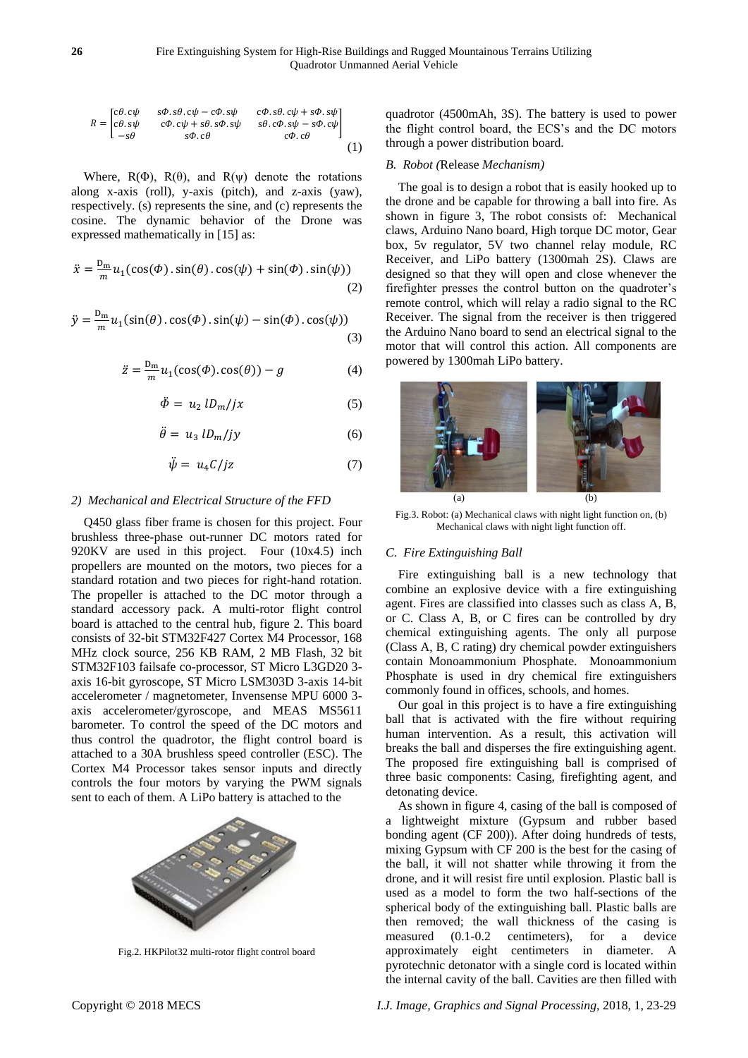$$R = \begin{bmatrix} c\theta.c\psi & s\Phi.s\theta.c\psi - c\Phi.s\psi & c\Phi.s\theta.c\psi + s\Phi.s\psi \\ c\theta.s\psi & c\Phi.c\psi + s\theta.s\Phi.s\psi & s\theta.c\Phi.s\psi - s\Phi.c\psi \\ -s\theta & s\Phi.c\theta & c\Phi.c\theta \end{bmatrix} \quad (1)$$

Where, R(Φ), R(θ), and R(ψ) denote the rotations along x-axis (roll), y-axis (pitch), and z-axis (yaw), respectively. (s) represents the sine, and (c) represents the cosine. The dynamic behavior of the Drone was expressed mathematically in [15] as:

$$\ddot{x} = \frac{D_m}{m} u_1(\cos(\Phi).\sin(\theta).\cos(\psi) + \sin(\Phi).\sin(\psi)) \quad (2)$$

$$\ddot{y} = \frac{D_m}{m} u_1(\sin(\theta).\cos(\Phi).\sin(\psi) - \sin(\Phi).\cos(\psi)) \quad (3)$$

$$\ddot{z} = \frac{D_m}{m} u_1(\cos(\Phi).\cos(\theta)) - g \quad (4)$$

$$\ddot{\Phi} = u_2 \, lD_m/jx \quad (5)$$

$$\ddot{\theta} = u_3 \, lD_m/jy \quad (6)$$

$$\ddot{\psi} = u_4 C/jz \quad (7)$$

#### 2) *Mechanical and Electrical Structure of the FFD*

Q450 glass fiber frame is chosen for this project. Four brushless three-phase out-runner DC motors rated for 920KV are used in this project. Four (10x4.5) inch propellers are mounted on the motors, two pieces for a standard rotation and two pieces for right-hand rotation. The propeller is attached to the DC motor through a standard accessory pack. A multi-rotor flight control board is attached to the central hub, figure 2. This board consists of 32-bit STM32F427 Cortex M4 Processor, 168 MHz clock source, 256 KB RAM, 2 MB Flash, 32 bit STM32F103 failsafe co-processor, ST Micro L3GD20 3-axis 16-bit gyroscope, ST Micro LSM303D 3-axis 14-bit accelerometer / magnetometer, Invensense MPU 6000 3-axis accelerometer/gyroscope, and MEAS MS5611 barometer. To control the speed of the DC motors and thus control the quadrotor, the flight control board is attached to a 30A brushless speed controller (ESC). The Cortex M4 Processor takes sensor inputs and directly controls the four motors by varying the PWM signals sent to each of them. A LiPo battery is attached to the quadrotor (4500mAh, 3S). The battery is used to power the flight control board, the ECS's and the DC motors through a power distribution board.

Fig.2. HKPilot32 multi-rotor flight control board

### *B. Robot (Release Mechanism)*

The goal is to design a robot that is easily hooked up to the drone and be capable for throwing a ball into fire. As shown in figure 3, The robot consists of: Mechanical claws, Arduino Nano board, High torque DC motor, Gear box, 5v regulator, 5V two channel relay module, RC Receiver, and LiPo battery (1300mah 2S). Claws are designed so that they will open and close whenever the firefighter presses the control button on the quadroter's remote control, which will relay a radio signal to the RC Receiver. The signal from the receiver is then triggered the Arduino Nano board to send an electrical signal to the motor that will control this action. All components are powered by 1300mah LiPo battery.

(a) (b)

Fig.3. Robot: (a) Mechanical claws with night light function on, (b) Mechanical claws with night light function off.

### *C. Fire Extinguishing Ball*

Fire extinguishing ball is a new technology that combine an explosive device with a fire extinguishing agent. Fires are classified into classes such as class A, B, or C. Class A, B, or C fires can be controlled by dry chemical extinguishing agents. The only all purpose (Class A, B, C rating) dry chemical powder extinguishers contain Monoammonium Phosphate. Monoammonium Phosphate is used in dry chemical fire extinguishers commonly found in offices, schools, and homes.

Our goal in this project is to have a fire extinguishing ball that is activated with the fire without requiring human intervention. As a result, this activation will breaks the ball and disperses the fire extinguishing agent. The proposed fire extinguishing ball is comprised of three basic components: Casing, firefighting agent, and detonating device.

As shown in figure 4, casing of the ball is composed of a lightweight mixture (Gypsum and rubber based bonding agent (CF 200)). After doing hundreds of tests, mixing Gypsum with CF 200 is the best for the casing of the ball, it will not shatter while throwing it from the drone, and it will resist fire until explosion. Plastic ball is used as a model to form the two half-sections of the spherical body of the extinguishing ball. Plastic balls are then removed; the wall thickness of the casing is measured (0.1-0.2 centimeters), for a device approximately eight centimeters in diameter. A pyrotechnic detonator with a single cord is located within the internal cavity of the ball. Cavities are then filled with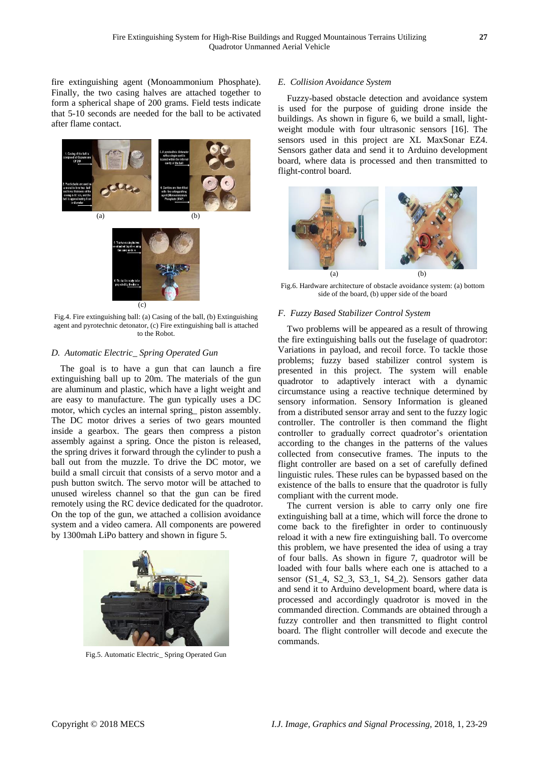fire extinguishing agent (Monoammonium Phosphate). Finally, the two casing halves are attached together to form a spherical shape of 200 grams. Field tests indicate that 5-10 seconds are needed for the ball to be activated after flame contact.

Fig.4. Fire extinguishing ball: (a) Casing of the ball, (b) Extinguishing agent and pyrotechnic detonator, (c) Fire extinguishing ball is attached to the Robot.

### D. Automatic Electric_ Spring Operated Gun

The goal is to have a gun that can launch a fire extinguishing ball up to 20m. The materials of the gun are aluminum and plastic, which have a light weight and are easy to manufacture. The gun typically uses a DC motor, which cycles an internal spring_ piston assembly. The DC motor drives a series of two gears mounted inside a gearbox. The gears then compress a piston assembly against a spring. Once the piston is released, the spring drives it forward through the cylinder to push a ball out from the muzzle. To drive the DC motor, we build a small circuit that consists of a servo motor and a push button switch. The servo motor will be attached to unused wireless channel so that the gun can be fired remotely using the RC device dedicated for the quadrotor. On the top of the gun, we attached a collision avoidance system and a video camera. All components are powered by 1300mah LiPo battery and shown in figure 5.

Fig.5. Automatic Electric_ Spring Operated Gun

### E. Collision Avoidance System

Fuzzy-based obstacle detection and avoidance system is used for the purpose of guiding drone inside the buildings. As shown in figure 6, we build a small, light-weight module with four ultrasonic sensors [16]. The sensors used in this project are XL MaxSonar EZ4. Sensors gather data and send it to Arduino development board, where data is processed and then transmitted to flight-control board.

Fig.6. Hardware architecture of obstacle avoidance system: (a) bottom side of the board, (b) upper side of the board

### F. Fuzzy Based Stabilizer Control System

Two problems will be appeared as a result of throwing the fire extinguishing balls out the fuselage of quadrotor: Variations in payload, and recoil force. To tackle those problems; fuzzy based stabilizer control system is presented in this project. The system will enable quadrotor to adaptively interact with a dynamic circumstance using a reactive technique determined by sensory information. Sensory Information is gleaned from a distributed sensor array and sent to the fuzzy logic controller. The controller is then command the flight controller to gradually correct quadrotor's orientation according to the changes in the patterns of the values collected from consecutive frames. The inputs to the flight controller are based on a set of carefully defined linguistic rules. These rules can be bypassed based on the existence of the balls to ensure that the quadrotor is fully compliant with the current mode.

The current version is able to carry only one fire extinguishing ball at a time, which will force the drone to come back to the firefighter in order to continuously reload it with a new fire extinguishing ball. To overcome this problem, we have presented the idea of using a tray of four balls. As shown in figure 7, quadrotor will be loaded with four balls where each one is attached to a sensor (S1_4, S2_3, S3_1, S4_2). Sensors gather data and send it to Arduino development board, where data is processed and accordingly quadrotor is moved in the commanded direction. Commands are obtained through a fuzzy controller and then transmitted to flight control board. The flight controller will decode and execute the commands.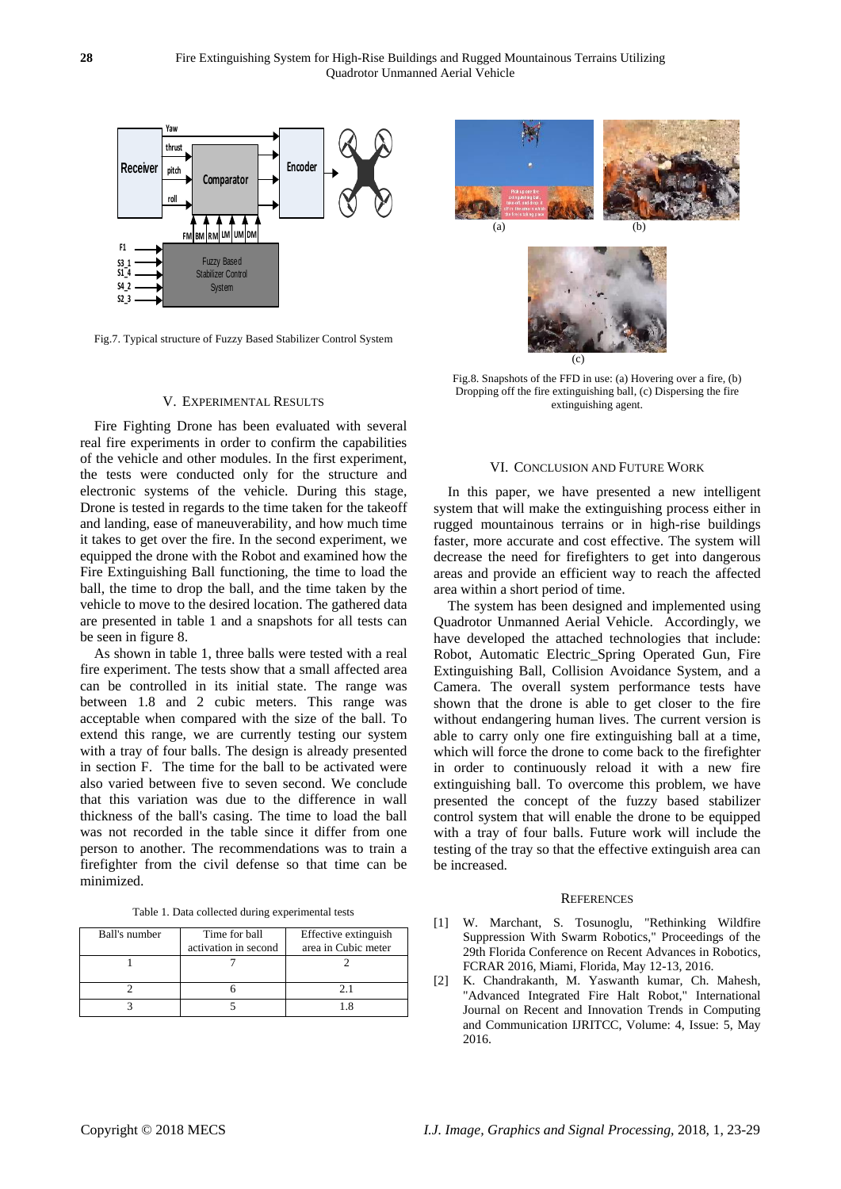Fig.7. Typical structure of Fuzzy Based Stabilizer Control System

Fig.8. Snapshots of the FFD in use: (a) Hovering over a fire, (b) Dropping off the fire extinguishing ball, (c) Dispersing the fire extinguishing agent.

## V. Experimental Results

Fire Fighting Drone has been evaluated with several real fire experiments in order to confirm the capabilities of the vehicle and other modules. In the first experiment, the tests were conducted only for the structure and electronic systems of the vehicle. During this stage, Drone is tested in regards to the time taken for the takeoff and landing, ease of maneuverability, and how much time it takes to get over the fire. In the second experiment, we equipped the drone with the Robot and examined how the Fire Extinguishing Ball functioning, the time to load the ball, the time to drop the ball, and the time taken by the vehicle to move to the desired location. The gathered data are presented in table 1 and a snapshots for all tests can be seen in figure 8.

As shown in table 1, three balls were tested with a real fire experiment. The tests show that a small affected area can be controlled in its initial state. The range was between 1.8 and 2 cubic meters. This range was acceptable when compared with the size of the ball. To extend this range, we are currently testing our system with a tray of four balls. The design is already presented in section F. The time for the ball to be activated were also varied between five to seven second. We conclude that this variation was due to the difference in wall thickness of the ball's casing. The time to load the ball was not recorded in the table since it differ from one person to another. The recommendations was to train a firefighter from the civil defense so that time can be minimized.

Table 1. Data collected during experimental tests

| Ball's number | Time for ball activation in second | Effective extinguish area in Cubic meter |
|---|---|---|
| 1 | 7 | 2 |
| 2 | 6 | 2.1 |
| 3 | 5 | 1.8 |

## VI. Conclusion and Future Work

In this paper, we have presented a new intelligent system that will make the extinguishing process either in rugged mountainous terrains or in high-rise buildings faster, more accurate and cost effective. The system will decrease the need for firefighters to get into dangerous areas and provide an efficient way to reach the affected area within a short period of time.

The system has been designed and implemented using Quadrotor Unmanned Aerial Vehicle. Accordingly, we have developed the attached technologies that include: Robot, Automatic Electric_Spring Operated Gun, Fire Extinguishing Ball, Collision Avoidance System, and a Camera. The overall system performance tests have shown that the drone is able to get closer to the fire without endangering human lives. The current version is able to carry only one fire extinguishing ball at a time, which will force the drone to come back to the firefighter in order to continuously reload it with a new fire extinguishing ball. To overcome this problem, we have presented the concept of the fuzzy based stabilizer control system that will enable the drone to be equipped with a tray of four balls. Future work will include the testing of the tray so that the effective extinguish area can be increased.

## References

[1] W. Marchant, S. Tosunoglu, "Rethinking Wildfire Suppression With Swarm Robotics," Proceedings of the 29th Florida Conference on Recent Advances in Robotics, FCRAR 2016, Miami, Florida, May 12-13, 2016.

[2] K. Chandrakanth, M. Yaswanth kumar, Ch. Mahesh, "Advanced Integrated Fire Halt Robot," International Journal on Recent and Innovation Trends in Computing and Communication IJRITCC, Volume: 4, Issue: 5, May 2016.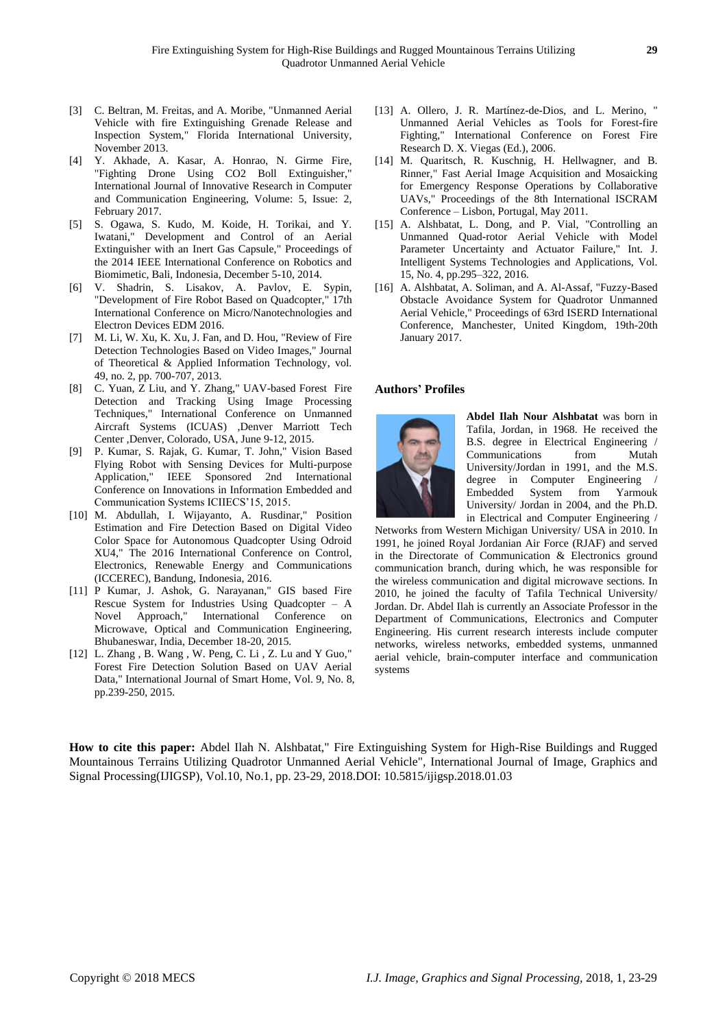[3] C. Beltran, M. Freitas, and A. Moribe, "Unmanned Aerial Vehicle with fire Extinguishing Grenade Release and Inspection System," Florida International University, November 2013.

[4] Y. Akhade, A. Kasar, A. Honrao, N. Girme Fire, "Fighting Drone Using CO2 Boll Extinguisher," International Journal of Innovative Research in Computer and Communication Engineering, Volume: 5, Issue: 2, February 2017.

[5] S. Ogawa, S. Kudo, M. Koide, H. Torikai, and Y. Iwatani," Development and Control of an Aerial Extinguisher with an Inert Gas Capsule," Proceedings of the 2014 IEEE International Conference on Robotics and Biomimetic, Bali, Indonesia, December 5-10, 2014.

[6] V. Shadrin, S. Lisakov, A. Pavlov, E. Sypin, "Development of Fire Robot Based on Quadcopter," 17th International Conference on Micro/Nanotechnologies and Electron Devices EDM 2016.

[7] M. Li, W. Xu, K. Xu, J. Fan, and D. Hou, "Review of Fire Detection Technologies Based on Video Images," Journal of Theoretical & Applied Information Technology, vol. 49, no. 2, pp. 700-707, 2013.

[8] C. Yuan, Z Liu, and Y. Zhang," UAV-based Forest Fire Detection and Tracking Using Image Processing Techniques," International Conference on Unmanned Aircraft Systems (ICUAS) ,Denver Marriott Tech Center ,Denver, Colorado, USA, June 9-12, 2015.

[9] P. Kumar, S. Rajak, G. Kumar, T. John," Vision Based Flying Robot with Sensing Devices for Multi-purpose Application," IEEE Sponsored 2nd International Conference on Innovations in Information Embedded and Communication Systems ICIIECS'15, 2015.

[10] M. Abdullah, I. Wijayanto, A. Rusdinar," Position Estimation and Fire Detection Based on Digital Video Color Space for Autonomous Quadcopter Using Odroid XU4," The 2016 International Conference on Control, Electronics, Renewable Energy and Communications (ICCEREC), Bandung, Indonesia, 2016.

[11] P Kumar, J. Ashok, G. Narayanan," GIS based Fire Rescue System for Industries Using Quadcopter – A Novel Approach," International Conference on Microwave, Optical and Communication Engineering, Bhubaneswar, India, December 18-20, 2015.

[12] L. Zhang , B. Wang , W. Peng, C. Li , Z. Lu and Y Guo," Forest Fire Detection Solution Based on UAV Aerial Data," International Journal of Smart Home, Vol. 9, No. 8, pp.239-250, 2015.

[13] A. Ollero, J. R. Martínez-de-Dios, and L. Merino, " Unmanned Aerial Vehicles as Tools for Forest-fire Fighting," International Conference on Forest Fire Research D. X. Viegas (Ed.), 2006.

[14] M. Quaritsch, R. Kuschnig, H. Hellwagner, and B. Rinner," Fast Aerial Image Acquisition and Mosaicking for Emergency Response Operations by Collaborative UAVs," Proceedings of the 8th International ISCRAM Conference – Lisbon, Portugal, May 2011.

[15] A. Alshbatat, L. Dong, and P. Vial, "Controlling an Unmanned Quad-rotor Aerial Vehicle with Model Parameter Uncertainty and Actuator Failure," Int. J. Intelligent Systems Technologies and Applications, Vol. 15, No. 4, pp.295–322, 2016.

[16] A. Alshbatat, A. Soliman, and A. Al-Assaf, "Fuzzy-Based Obstacle Avoidance System for Quadrotor Unmanned Aerial Vehicle," Proceedings of 63rd ISERD International Conference, Manchester, United Kingdom, 19th-20th January 2017.

## Authors' Profiles

**Abdel Ilah Nour Alshbatat** was born in Tafila, Jordan, in 1968. He received the B.S. degree in Electrical Engineering / Communications from Mutah University/Jordan in 1991, and the M.S. degree in Computer Engineering / Embedded System from Yarmouk University/ Jordan in 2004, and the Ph.D. in Electrical and Computer Engineering / Networks from Western Michigan University/ USA in 2010. In 1991, he joined Royal Jordanian Air Force (RJAF) and served in the Directorate of Communication & Electronics ground communication branch, during which, he was responsible for the wireless communication and digital microwave sections. In 2010, he joined the faculty of Tafila Technical University/ Jordan. Dr. Abdel Ilah is currently an Associate Professor in the Department of Communications, Electronics and Computer Engineering. His current research interests include computer networks, wireless networks, embedded systems, unmanned aerial vehicle, brain-computer interface and communication systems

**How to cite this paper:** Abdel Ilah N. Alshbatat," Fire Extinguishing System for High-Rise Buildings and Rugged Mountainous Terrains Utilizing Quadrotor Unmanned Aerial Vehicle", International Journal of Image, Graphics and Signal Processing(IJIGSP), Vol.10, No.1, pp. 23-29, 2018.DOI: 10.5815/ijigsp.2018.01.03